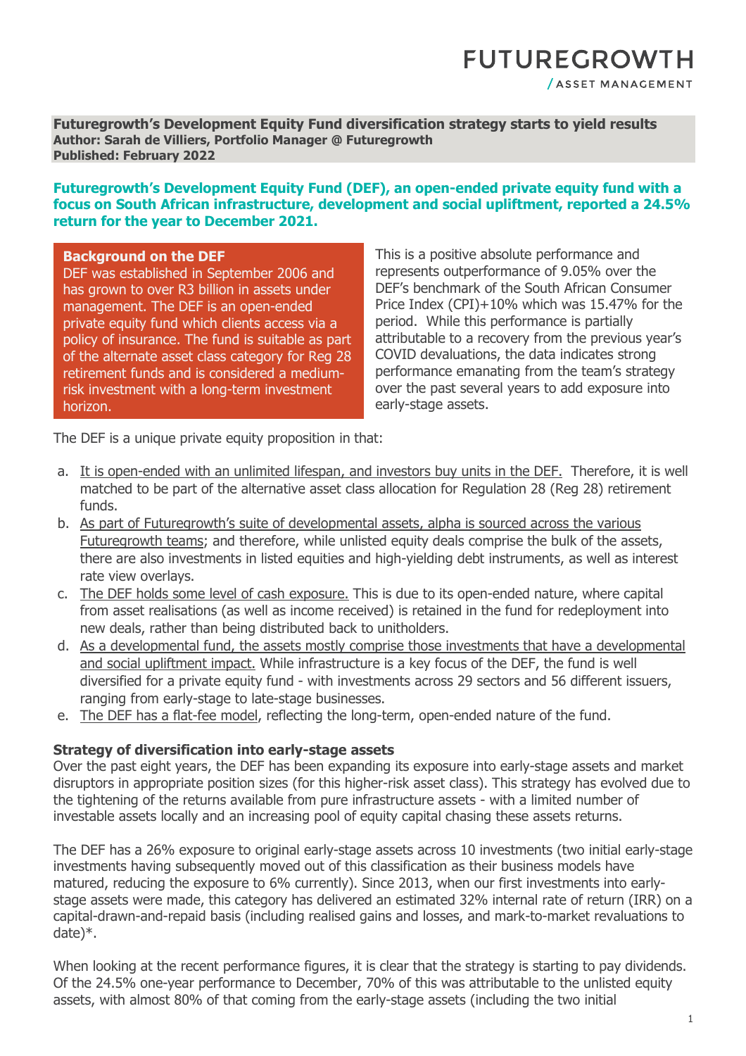**Futuregrowth's Development Equity Fund diversification strategy starts to yield results**
**Author: Sarah de Villiers, Portfolio Manager @ Futuregrowth**
**Published: February 2022**

**Futuregrowth's Development Equity Fund (DEF), an open-ended private equity fund with a focus on South African infrastructure, development and social upliftment, reported a 24.5% return for the year to December 2021.**

**Background on the DEF**
DEF was established in September 2006 and has grown to over R3 billion in assets under management. The DEF is an open-ended private equity fund which clients access via a policy of insurance. The fund is suitable as part of the alternate asset class category for Reg 28 retirement funds and is considered a medium-risk investment with a long-term investment horizon.

This is a positive absolute performance and represents outperformance of 9.05% over the DEF's benchmark of the South African Consumer Price Index (CPI)+10% which was 15.47% for the period. While this performance is partially attributable to a recovery from the previous year's COVID devaluations, the data indicates strong performance emanating from the team's strategy over the past several years to add exposure into early-stage assets.

The DEF is a unique private equity proposition in that:

a. It is open-ended with an unlimited lifespan, and investors buy units in the DEF. Therefore, it is well matched to be part of the alternative asset class allocation for Regulation 28 (Reg 28) retirement funds.
b. As part of Futuregrowth's suite of developmental assets, alpha is sourced across the various Futuregrowth teams; and therefore, while unlisted equity deals comprise the bulk of the assets, there are also investments in listed equities and high-yielding debt instruments, as well as interest rate view overlays.
c. The DEF holds some level of cash exposure. This is due to its open-ended nature, where capital from asset realisations (as well as income received) is retained in the fund for redeployment into new deals, rather than being distributed back to unitholders.
d. As a developmental fund, the assets mostly comprise those investments that have a developmental and social upliftment impact. While infrastructure is a key focus of the DEF, the fund is well diversified for a private equity fund - with investments across 29 sectors and 56 different issuers, ranging from early-stage to late-stage businesses.
e. The DEF has a flat-fee model, reflecting the long-term, open-ended nature of the fund.

**Strategy of diversification into early-stage assets**
Over the past eight years, the DEF has been expanding its exposure into early-stage assets and market disruptors in appropriate position sizes (for this higher-risk asset class). This strategy has evolved due to the tightening of the returns available from pure infrastructure assets - with a limited number of investable assets locally and an increasing pool of equity capital chasing these assets returns.

The DEF has a 26% exposure to original early-stage assets across 10 investments (two initial early-stage investments having subsequently moved out of this classification as their business models have matured, reducing the exposure to 6% currently). Since 2013, when our first investments into early-stage assets were made, this category has delivered an estimated 32% internal rate of return (IRR) on a capital-drawn-and-repaid basis (including realised gains and losses, and mark-to-market revaluations to date)*.

When looking at the recent performance figures, it is clear that the strategy is starting to pay dividends. Of the 24.5% one-year performance to December, 70% of this was attributable to the unlisted equity assets, with almost 80% of that coming from the early-stage assets (including the two initial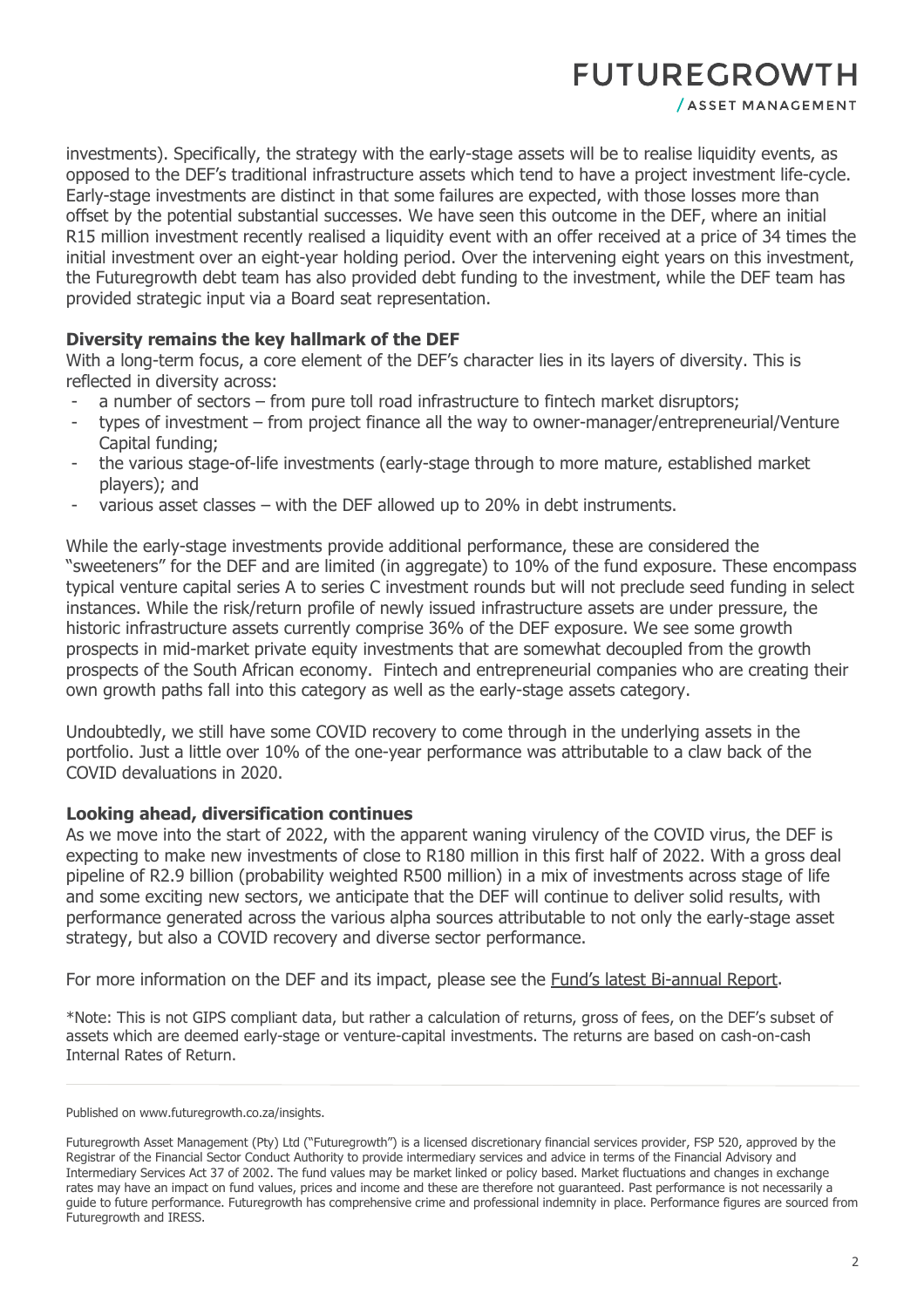investments). Specifically, the strategy with the early-stage assets will be to realise liquidity events, as opposed to the DEF's traditional infrastructure assets which tend to have a project investment life-cycle. Early-stage investments are distinct in that some failures are expected, with those losses more than offset by the potential substantial successes. We have seen this outcome in the DEF, where an initial R15 million investment recently realised a liquidity event with an offer received at a price of 34 times the initial investment over an eight-year holding period. Over the intervening eight years on this investment, the Futuregrowth debt team has also provided debt funding to the investment, while the DEF team has provided strategic input via a Board seat representation.

**Diversity remains the key hallmark of the DEF**

With a long-term focus, a core element of the DEF's character lies in its layers of diversity. This is reflected in diversity across:

- a number of sectors – from pure toll road infrastructure to fintech market disruptors;
- types of investment – from project finance all the way to owner-manager/entrepreneurial/Venture Capital funding;
- the various stage-of-life investments (early-stage through to more mature, established market players); and
- various asset classes – with the DEF allowed up to 20% in debt instruments.

While the early-stage investments provide additional performance, these are considered the "sweeteners" for the DEF and are limited (in aggregate) to 10% of the fund exposure. These encompass typical venture capital series A to series C investment rounds but will not preclude seed funding in select instances. While the risk/return profile of newly issued infrastructure assets are under pressure, the historic infrastructure assets currently comprise 36% of the DEF exposure. We see some growth prospects in mid-market private equity investments that are somewhat decoupled from the growth prospects of the South African economy. Fintech and entrepreneurial companies who are creating their own growth paths fall into this category as well as the early-stage assets category.

Undoubtedly, we still have some COVID recovery to come through in the underlying assets in the portfolio. Just a little over 10% of the one-year performance was attributable to a claw back of the COVID devaluations in 2020.

**Looking ahead, diversification continues**

As we move into the start of 2022, with the apparent waning virulency of the COVID virus, the DEF is expecting to make new investments of close to R180 million in this first half of 2022. With a gross deal pipeline of R2.9 billion (probability weighted R500 million) in a mix of investments across stage of life and some exciting new sectors, we anticipate that the DEF will continue to deliver solid results, with performance generated across the various alpha sources attributable to not only the early-stage asset strategy, but also a COVID recovery and diverse sector performance.

For more information on the DEF and its impact, please see the Fund's latest Bi-annual Report.

*Note: This is not GIPS compliant data, but rather a calculation of returns, gross of fees, on the DEF's subset of assets which are deemed early-stage or venture-capital investments. The returns are based on cash-on-cash Internal Rates of Return.

Published on www.futuregrowth.co.za/insights.

Futuregrowth Asset Management (Pty) Ltd ("Futuregrowth") is a licensed discretionary financial services provider, FSP 520, approved by the Registrar of the Financial Sector Conduct Authority to provide intermediary services and advice in terms of the Financial Advisory and Intermediary Services Act 37 of 2002. The fund values may be market linked or policy based. Market fluctuations and changes in exchange rates may have an impact on fund values, prices and income and these are therefore not guaranteed. Past performance is not necessarily a guide to future performance. Futuregrowth has comprehensive crime and professional indemnity in place. Performance figures are sourced from Futuregrowth and IRESS.